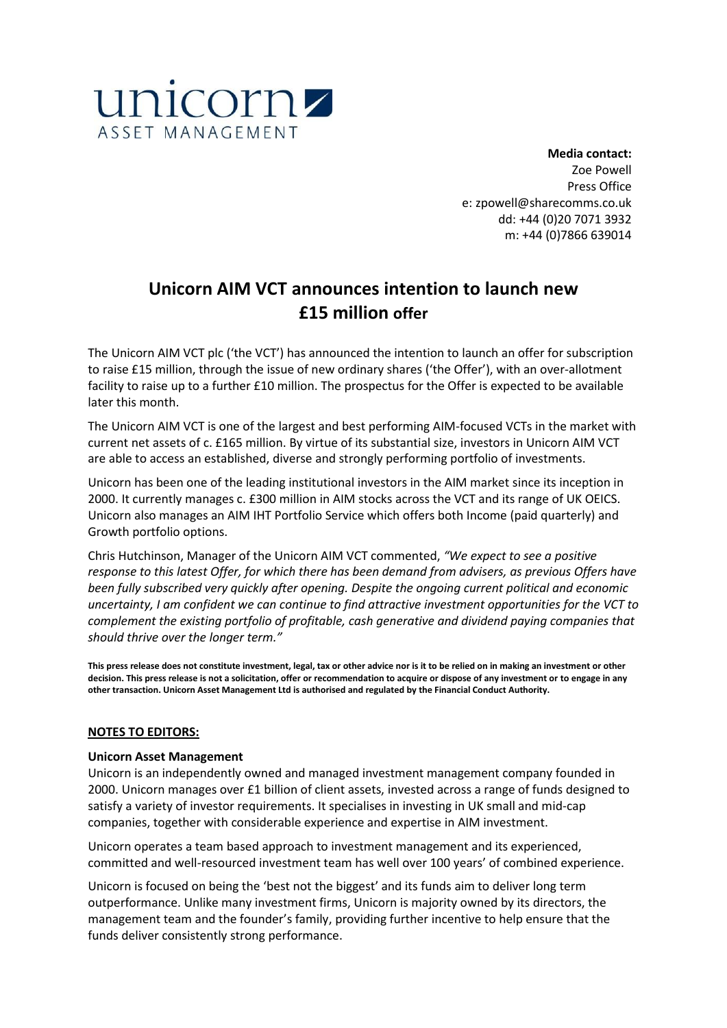unicorn ASSET MANAGEMENT

**Media contact:**
Zoe Powell
Press Office
e: zpowell@sharecomms.co.uk
dd: +44 (0)20 7071 3932
m: +44 (0)7866 639014

# Unicorn AIM VCT announces intention to launch new £15 million offer

The Unicorn AIM VCT plc ('the VCT') has announced the intention to launch an offer for subscription to raise £15 million, through the issue of new ordinary shares ('the Offer'), with an over-allotment facility to raise up to a further £10 million. The prospectus for the Offer is expected to be available later this month.

The Unicorn AIM VCT is one of the largest and best performing AIM-focused VCTs in the market with current net assets of c. £165 million. By virtue of its substantial size, investors in Unicorn AIM VCT are able to access an established, diverse and strongly performing portfolio of investments.

Unicorn has been one of the leading institutional investors in the AIM market since its inception in 2000. It currently manages c. £300 million in AIM stocks across the VCT and its range of UK OEICS. Unicorn also manages an AIM IHT Portfolio Service which offers both Income (paid quarterly) and Growth portfolio options.

Chris Hutchinson, Manager of the Unicorn AIM VCT commented, *"We expect to see a positive response to this latest Offer, for which there has been demand from advisers, as previous Offers have been fully subscribed very quickly after opening. Despite the ongoing current political and economic uncertainty, I am confident we can continue to find attractive investment opportunities for the VCT to complement the existing portfolio of profitable, cash generative and dividend paying companies that should thrive over the longer term."*

**This press release does not constitute investment, legal, tax or other advice nor is it to be relied on in making an investment or other decision. This press release is not a solicitation, offer or recommendation to acquire or dispose of any investment or to engage in any other transaction. Unicorn Asset Management Ltd is authorised and regulated by the Financial Conduct Authority.**

**NOTES TO EDITORS:**

**Unicorn Asset Management**

Unicorn is an independently owned and managed investment management company founded in 2000. Unicorn manages over £1 billion of client assets, invested across a range of funds designed to satisfy a variety of investor requirements. It specialises in investing in UK small and mid-cap companies, together with considerable experience and expertise in AIM investment.

Unicorn operates a team based approach to investment management and its experienced, committed and well-resourced investment team has well over 100 years' of combined experience.

Unicorn is focused on being the 'best not the biggest' and its funds aim to deliver long term outperformance. Unlike many investment firms, Unicorn is majority owned by its directors, the management team and the founder's family, providing further incentive to help ensure that the funds deliver consistently strong performance.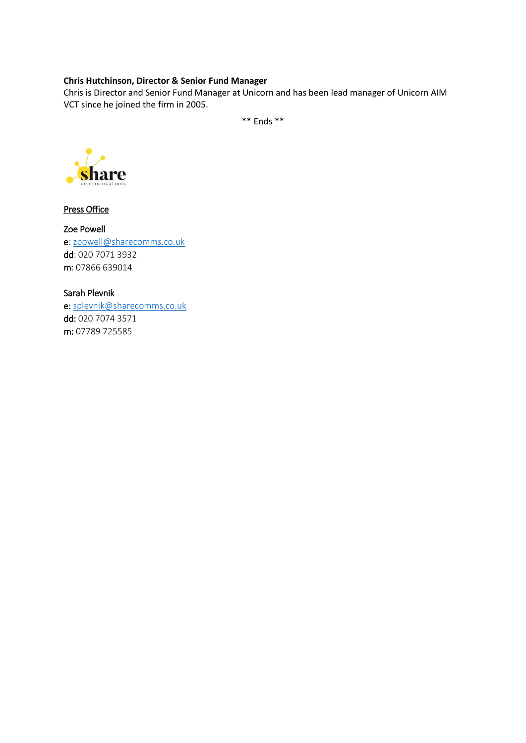**Chris Hutchinson, Director & Senior Fund Manager**
Chris is Director and Senior Fund Manager at Unicorn and has been lead manager of Unicorn AIM VCT since he joined the firm in 2005.

** Ends **

Press Office

Zoe Powell
e: zpowell@sharecomms.co.uk
dd: 020 7071 3932
m: 07866 639014

Sarah Plevnik
e: splevnik@sharecomms.co.uk
dd: 020 7074 3571
m: 07789 725585